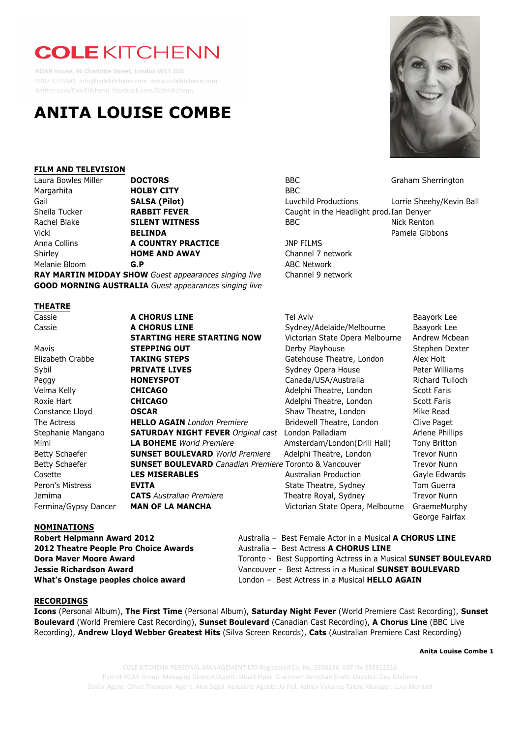# COLE KITCHENN

ROAR House, 46 Charlotte Street, London W1T 2GS
0207 4275681 info@colekitchenn.com www.colekitchenn.com
twitter.com/ColeKitchenn facebook.com/ColeKitchenn

# ANITA LOUISE COMBE

## FILM AND TELEVISION

| | | | |
|---|---|---|---|
| Laura Bowles Miller | **DOCTORS** | BBC | Graham Sherrington |
| Margarhita | **HOLBY CITY** | BBC | |
| Gail | **SALSA (Pilot)** | Luvchild Productions | Lorrie Sheehy/Kevin Ball |
| Sheila Tucker | **RABBIT FEVER** | Caught in the Headlight prod. | Ian Denyer |
| Rachel Blake | **SILENT WITNESS** | BBC | Nick Renton |
| Vicki | **BELINDA** | | Pamela Gibbons |
| Anna Collins | **A COUNTRY PRACTICE** | JNP FILMS | |
| Shirley | **HOME AND AWAY** | Channel 7 network | |
| Melanie Bloom | **G.P** | ABC Network | |
| **RAY MARTIN MIDDAY SHOW** *Guest appearances singing live* | | Channel 9 network | |
| **GOOD MORNING AUSTRALIA** *Guest appearances singing live* | | | |

## THEATRE

| | | | |
|---|---|---|---|
| Cassie | **A CHORUS LINE** | Tel Aviv | Baayork Lee |
| Cassie | **A CHORUS LINE** | Sydney/Adelaide/Melbourne | Baayork Lee |
| | **STARTING HERE STARTING NOW** | Victorian State Opera Melbourne | Andrew Mcbean |
| Mavis | **STEPPING OUT** | Derby Playhouse | Stephen Dexter |
| Elizabeth Crabbe | **TAKING STEPS** | Gatehouse Theatre, London | Alex Holt |
| Sybil | **PRIVATE LIVES** | Sydney Opera House | Peter Williams |
| Peggy | **HONEYSPOT** | Canada/USA/Australia | Richard Tulloch |
| Velma Kelly | **CHICAGO** | Adelphi Theatre, London | Scott Faris |
| Roxie Hart | **CHICAGO** | Adelphi Theatre, London | Scott Faris |
| Constance Lloyd | **OSCAR** | Shaw Theatre, London | Mike Read |
| The Actress | **HELLO AGAIN** *London Premiere* | Bridewell Theatre, London | Clive Paget |
| Stephanie Mangano | **SATURDAY NIGHT FEVER** *Original cast* | London Palladiam | Arlene Phillips |
| Mimi | **LA BOHEME** *World Premiere* | Amsterdam/London(Drill Hall) | Tony Britton |
| Betty Schaefer | **SUNSET BOULEVARD** *World Premiere* | Adelphi Theatre, London | Trevor Nunn |
| Betty Schaefer | **SUNSET BOULEVARD** *Canadian Premiere* | Toronto & Vancouver | Trevor Nunn |
| Cosette | **LES MISERABLES** | Australian Production | Gayle Edwards |
| Peron's Mistress | **EVITA** | State Theatre, Sydney | Tom Guerra |
| Jemima | **CATS** *Australian Premiere* | Theatre Royal, Sydney | Trevor Nunn |
| Fermina/Gypsy Dancer | **MAN OF LA MANCHA** | Victorian State Opera, Melbourne | GraemeMurphy<br>George Fairfax |

## NOMINATIONS

| | |
|---|---|
| **Robert Helpmann Award 2012** | Australia – Best Female Actor in a Musical **A CHORUS LINE** |
| **2012 Theatre People Pro Choice Awards** | Australia – Best Actress **A CHORUS LINE** |
| **Dora Maver Moore Award** | Toronto - Best Supporting Actress in a Musical **SUNSET BOULEVARD** |
| **Jessie Richardson Award** | Vancouver - Best Actress in a Musical **SUNSET BOULEVARD** |
| **What's Onstage peoples choice award** | London – Best Actress in a Musical **HELLO AGAIN** |

## RECORDINGS

**Icons** (Personal Album), **The First Time** (Personal Album), **Saturday Night Fever** (World Premiere Cast Recording), **Sunset Boulevard** (World Premiere Cast Recording), **Sunset Boulevard** (Canadian Cast Recording), **A Chorus Line** (BBC Live Recording), **Andrew Lloyd Webber Greatest Hits** (Silva Screen Records), **Cats** (Australian Premiere Cast Recording)

COLE KITCHENN PERSONAL MANAGEMENT LTD Registered Co. No: 5350236 VAT No 853912358
Part of ROAR Group Managing Director/Agent: Stuart Piper Chairman: Jonathan Shalit Director: Guy Kitchenn
Senior Agent: Oliver Thomson Agent: Alex Segal Associate Agents: Jo Fell, Ashley Vallance Talent Manager: Lucy Marriott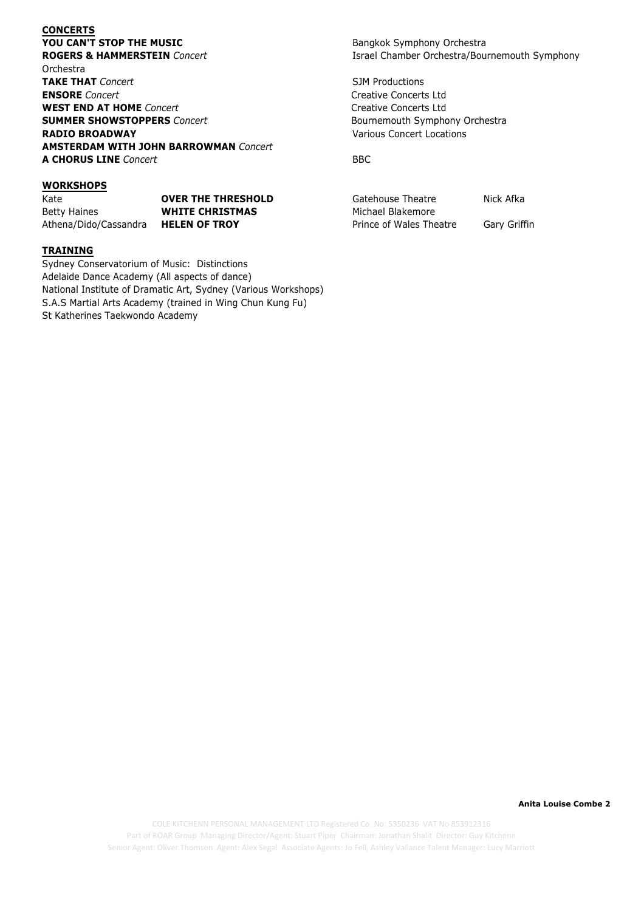## CONCERTS

| | |
|---|---|
| **YOU CAN'T STOP THE MUSIC** | Bangkok Symphony Orchestra |
| **ROGERS & HAMMERSTEIN** *Concert* | Israel Chamber Orchestra/Bournemouth Symphony Orchestra |
| **TAKE THAT** *Concert* | SJM Productions |
| **ENSORE** *Concert* | Creative Concerts Ltd |
| **WEST END AT HOME** *Concert* | Creative Concerts Ltd |
| **SUMMER SHOWSTOPPERS** *Concert* | Bournemouth Symphony Orchestra |
| **RADIO BROADWAY** | Various Concert Locations |
| **AMSTERDAM WITH JOHN BARROWMAN** *Concert* | |
| **A CHORUS LINE** *Concert* | BBC |

## WORKSHOPS

| | | | |
|---|---|---|---|
| Kate | **OVER THE THRESHOLD** | Gatehouse Theatre | Nick Afka |
| Betty Haines | **WHITE CHRISTMAS** | Michael Blakemore | |
| Athena/Dido/Cassandra | **HELEN OF TROY** | Prince of Wales Theatre | Gary Griffin |

## TRAINING

Sydney Conservatorium of Music: Distinctions
Adelaide Dance Academy (All aspects of dance)
National Institute of Dramatic Art, Sydney (Various Workshops)
S.A.S Martial Arts Academy (trained in Wing Chun Kung Fu)
St Katherines Taekwondo Academy

**Anita Louise Combe 2**

COLE KITCHENN PERSONAL MANAGEMENT LTD Registered Co. No: 5350236 VAT No 853912316
Part of ROAR Group Managing Director/Agent: Stuart Piper Chairman: Jonathan Shalit Director: Guy Kitchenn
Senior Agent: Oliver Thomson Agent: Alex Segal Associate Agents: Jo Fell, Ashley Vallance Talent Manager: Lucy Marriott